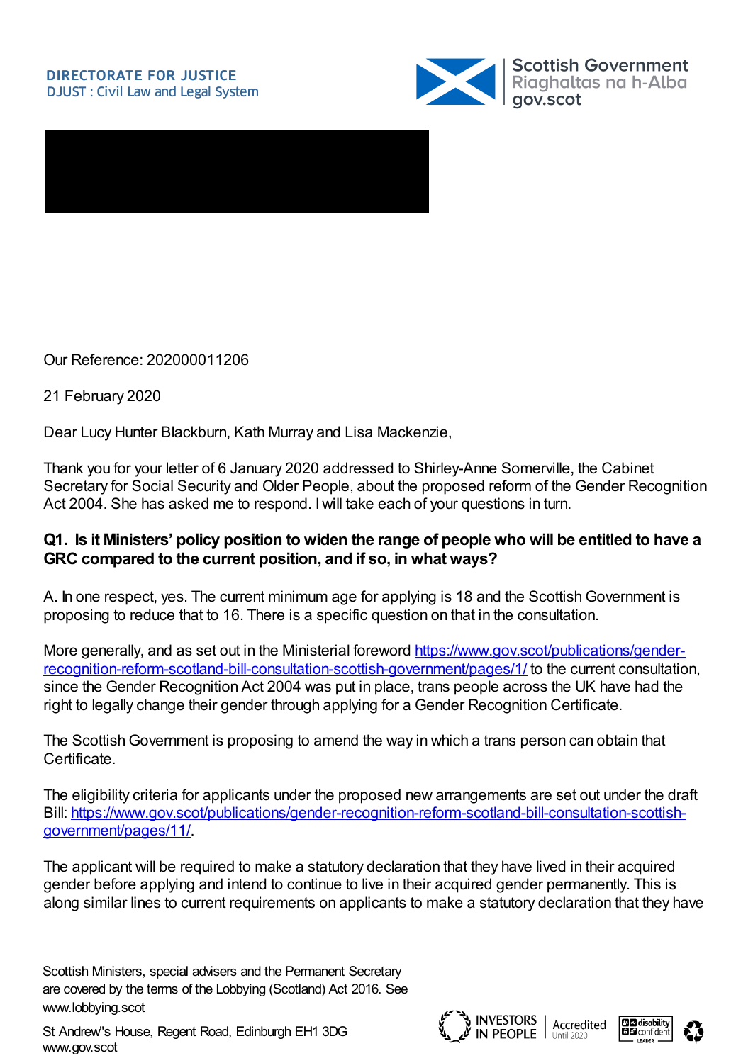DIRECTORATE FOR JUSTICE
DJUST : Civil Law and Legal System

Scottish Government
Riaghaltas na h-Alba
gov.scot

Our Reference: 202000011206

21 February 2020

Dear Lucy Hunter Blackburn, Kath Murray and Lisa Mackenzie,

Thank you for your letter of 6 January 2020 addressed to Shirley-Anne Somerville, the Cabinet Secretary for Social Security and Older People, about the proposed reform of the Gender Recognition Act 2004. She has asked me to respond. I will take each of your questions in turn.

**Q1. Is it Ministers' policy position to widen the range of people who will be entitled to have a GRC compared to the current position, and if so, in what ways?**

A. In one respect, yes. The current minimum age for applying is 18 and the Scottish Government is proposing to reduce that to 16. There is a specific question on that in the consultation.

More generally, and as set out in the Ministerial foreword [https://www.gov.scot/publications/gender-recognition-reform-scotland-bill-consultation-scottish-government/pages/1/](https://www.gov.scot/publications/gender-recognition-reform-scotland-bill-consultation-scottish-government/pages/1/) to the current consultation, since the Gender Recognition Act 2004 was put in place, trans people across the UK have had the right to legally change their gender through applying for a Gender Recognition Certificate.

The Scottish Government is proposing to amend the way in which a trans person can obtain that Certificate.

The eligibility criteria for applicants under the proposed new arrangements are set out under the draft Bill: [https://www.gov.scot/publications/gender-recognition-reform-scotland-bill-consultation-scottish-government/pages/11/](https://www.gov.scot/publications/gender-recognition-reform-scotland-bill-consultation-scottish-government/pages/11/).

The applicant will be required to make a statutory declaration that they have lived in their acquired gender before applying and intend to continue to live in their acquired gender permanently. This is along similar lines to current requirements on applicants to make a statutory declaration that they have

Scottish Ministers, special advisers and the Permanent Secretary are covered by the terms of the Lobbying (Scotland) Act 2016. See www.lobbying.scot

St Andrew's House, Regent Road, Edinburgh EH1 3DG
www.gov.scot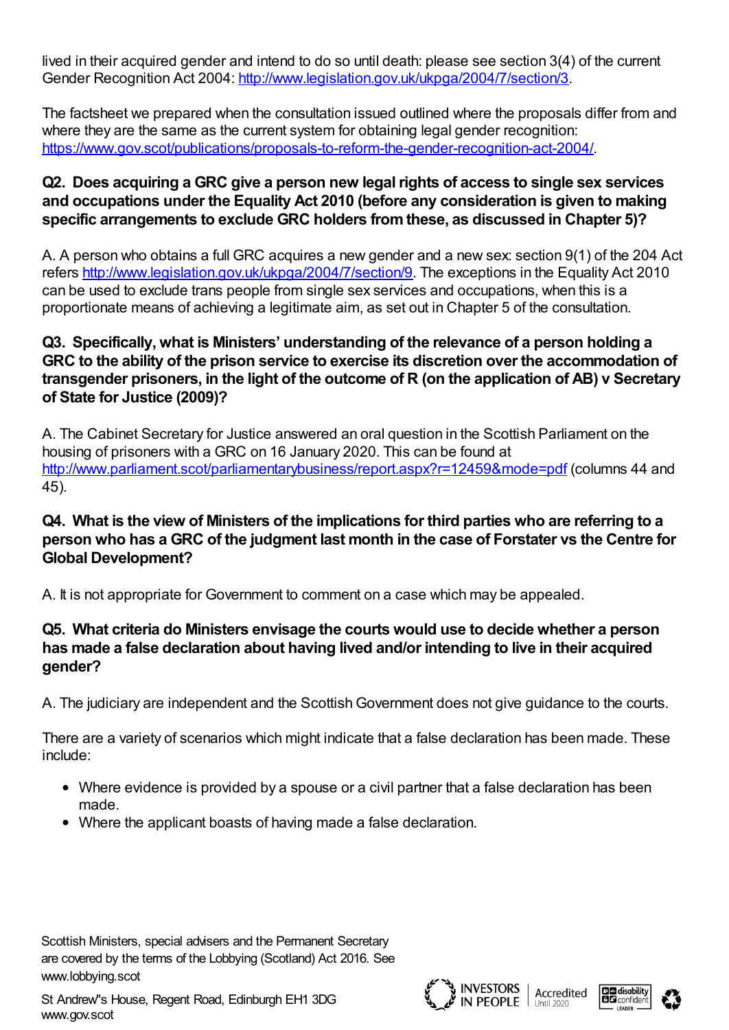lived in their acquired gender and intend to do so until death: please see section 3(4) of the current Gender Recognition Act 2004: http://www.legislation.gov.uk/ukpga/2004/7/section/3.

The factsheet we prepared when the consultation issued outlined where the proposals differ from and where they are the same as the current system for obtaining legal gender recognition: https://www.gov.scot/publications/proposals-to-reform-the-gender-recognition-act-2004/.

**Q2. Does acquiring a GRC give a person new legal rights of access to single sex services and occupations under the Equality Act 2010 (before any consideration is given to making specific arrangements to exclude GRC holders from these, as discussed in Chapter 5)?**

A. A person who obtains a full GRC acquires a new gender and a new sex: section 9(1) of the 204 Act refers http://www.legislation.gov.uk/ukpga/2004/7/section/9. The exceptions in the Equality Act 2010 can be used to exclude trans people from single sex services and occupations, when this is a proportionate means of achieving a legitimate aim, as set out in Chapter 5 of the consultation.

**Q3. Specifically, what is Ministers' understanding of the relevance of a person holding a GRC to the ability of the prison service to exercise its discretion over the accommodation of transgender prisoners, in the light of the outcome of R (on the application of AB) v Secretary of State for Justice (2009)?**

A. The Cabinet Secretary for Justice answered an oral question in the Scottish Parliament on the housing of prisoners with a GRC on 16 January 2020. This can be found at http://www.parliament.scot/parliamentarybusiness/report.aspx?r=12459&mode=pdf (columns 44 and 45).

**Q4. What is the view of Ministers of the implications for third parties who are referring to a person who has a GRC of the judgment last month in the case of Forstater vs the Centre for Global Development?**

A. It is not appropriate for Government to comment on a case which may be appealed.

**Q5. What criteria do Ministers envisage the courts would use to decide whether a person has made a false declaration about having lived and/or intending to live in their acquired gender?**

A. The judiciary are independent and the Scottish Government does not give guidance to the courts.

There are a variety of scenarios which might indicate that a false declaration has been made. These include:

- Where evidence is provided by a spouse or a civil partner that a false declaration has been made.
- Where the applicant boasts of having made a false declaration.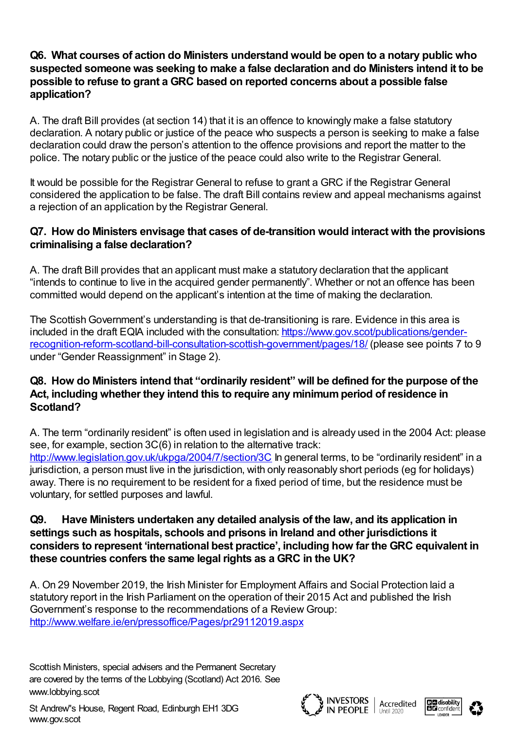**Q6. What courses of action do Ministers understand would be open to a notary public who suspected someone was seeking to make a false declaration and do Ministers intend it to be possible to refuse to grant a GRC based on reported concerns about a possible false application?**

A. The draft Bill provides (at section 14) that it is an offence to knowingly make a false statutory declaration. A notary public or justice of the peace who suspects a person is seeking to make a false declaration could draw the person's attention to the offence provisions and report the matter to the police. The notary public or the justice of the peace could also write to the Registrar General.

It would be possible for the Registrar General to refuse to grant a GRC if the Registrar General considered the application to be false. The draft Bill contains review and appeal mechanisms against a rejection of an application by the Registrar General.

**Q7. How do Ministers envisage that cases of de-transition would interact with the provisions criminalising a false declaration?**

A. The draft Bill provides that an applicant must make a statutory declaration that the applicant "intends to continue to live in the acquired gender permanently". Whether or not an offence has been committed would depend on the applicant's intention at the time of making the declaration.

The Scottish Government's understanding is that de-transitioning is rare. Evidence in this area is included in the draft EQIA included with the consultation: https://www.gov.scot/publications/gender-recognition-reform-scotland-bill-consultation-scottish-government/pages/18/ (please see points 7 to 9 under "Gender Reassignment" in Stage 2).

**Q8. How do Ministers intend that "ordinarily resident" will be defined for the purpose of the Act, including whether they intend this to require any minimum period of residence in Scotland?**

A. The term "ordinarily resident" is often used in legislation and is already used in the 2004 Act: please see, for example, section 3C(6) in relation to the alternative track: http://www.legislation.gov.uk/ukpga/2004/7/section/3C In general terms, to be "ordinarily resident" in a jurisdiction, a person must live in the jurisdiction, with only reasonably short periods (eg for holidays) away. There is no requirement to be resident for a fixed period of time, but the residence must be voluntary, for settled purposes and lawful.

**Q9. Have Ministers undertaken any detailed analysis of the law, and its application in settings such as hospitals, schools and prisons in Ireland and other jurisdictions it considers to represent 'international best practice', including how far the GRC equivalent in these countries confers the same legal rights as a GRC in the UK?**

A. On 29 November 2019, the Irish Minister for Employment Affairs and Social Protection laid a statutory report in the Irish Parliament on the operation of their 2015 Act and published the Irish Government's response to the recommendations of a Review Group: http://www.welfare.ie/en/pressoffice/Pages/pr29112019.aspx

Scottish Ministers, special advisers and the Permanent Secretary are covered by the terms of the Lobbying (Scotland) Act 2016. See www.lobbying.scot

St Andrew's House, Regent Road, Edinburgh EH1 3DG
www.gov.scot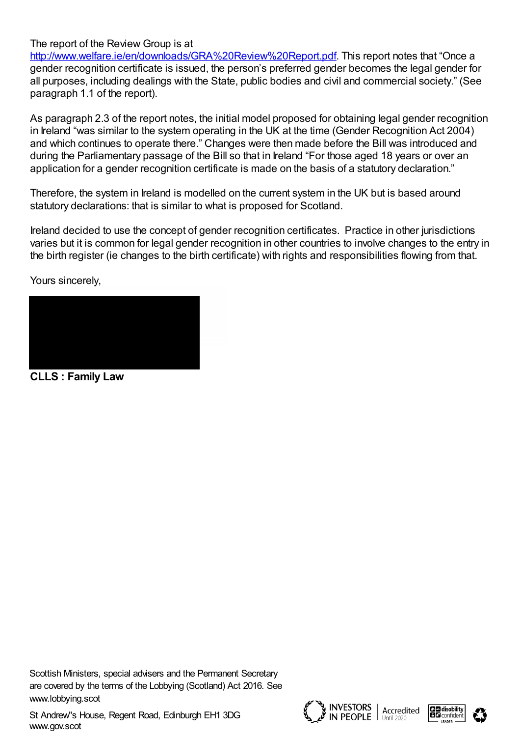The report of the Review Group is at http://www.welfare.ie/en/downloads/GRA%20Review%20Report.pdf. This report notes that "Once a gender recognition certificate is issued, the person's preferred gender becomes the legal gender for all purposes, including dealings with the State, public bodies and civil and commercial society." (See paragraph 1.1 of the report).

As paragraph 2.3 of the report notes, the initial model proposed for obtaining legal gender recognition in Ireland "was similar to the system operating in the UK at the time (Gender Recognition Act 2004) and which continues to operate there." Changes were then made before the Bill was introduced and during the Parliamentary passage of the Bill so that in Ireland "For those aged 18 years or over an application for a gender recognition certificate is made on the basis of a statutory declaration."

Therefore, the system in Ireland is modelled on the current system in the UK but is based around statutory declarations: that is similar to what is proposed for Scotland.

Ireland decided to use the concept of gender recognition certificates. Practice in other jurisdictions varies but it is common for legal gender recognition in other countries to involve changes to the entry in the birth register (ie changes to the birth certificate) with rights and responsibilities flowing from that.

Yours sincerely,

**CLLS : Family Law**

Scottish Ministers, special advisers and the Permanent Secretary are covered by the terms of the Lobbying (Scotland) Act 2016. See www.lobbying.scot

St Andrew's House, Regent Road, Edinburgh EH1 3DG
www.gov.scot